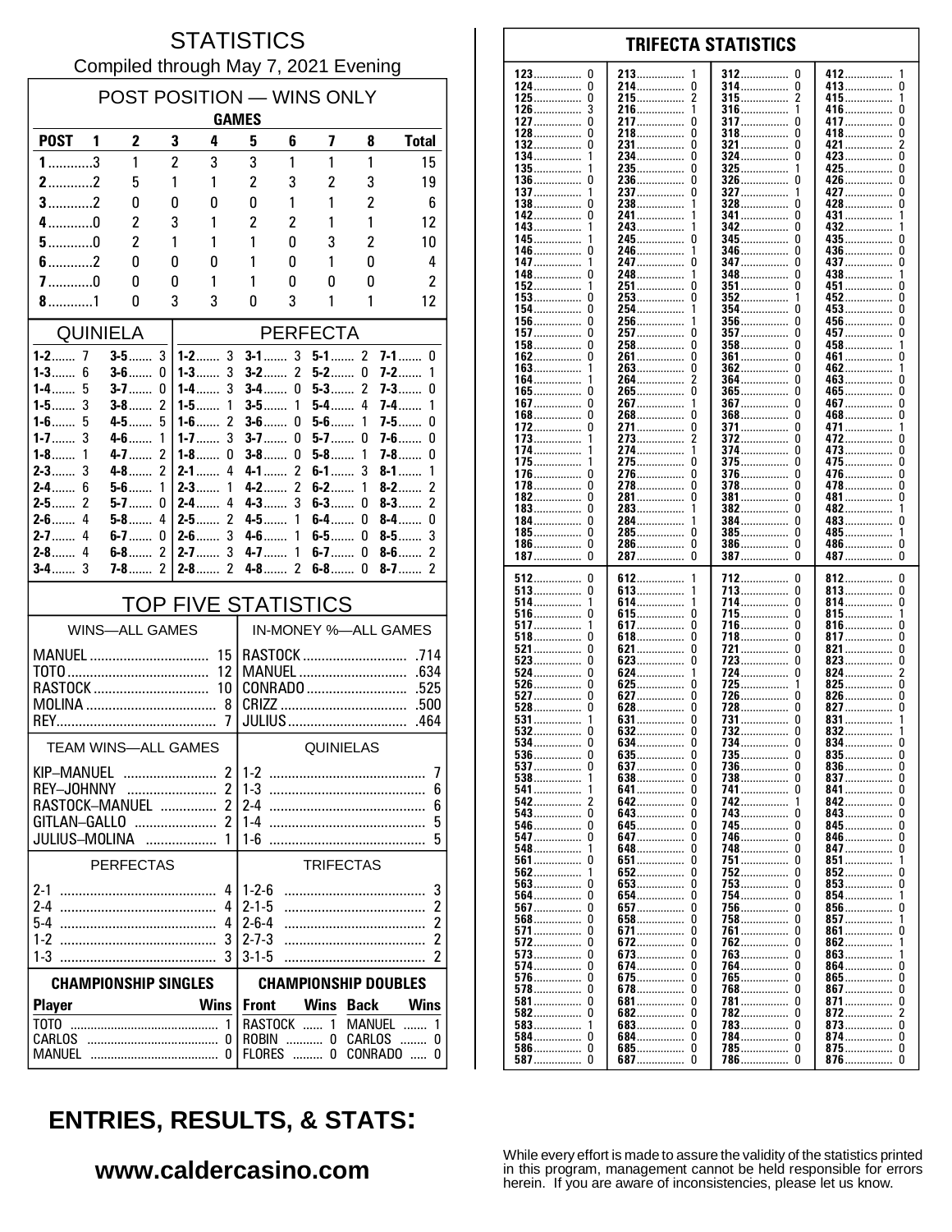# STATISTICS

Compiled through May 7, 2021 Evening

## POST POSITION — WINS ONLY

| POST | 1 | 2 | 3 | 4 | 5 | 6 | 7 | 8 | Total |
|---|---|---|---|---|---|---|---|---|---|
| | **GAMES** | | | | | | | | |
| 1 | 3 | 1 | 2 | 3 | 3 | 1 | 1 | 1 | 15 |
| 2 | 2 | 5 | 1 | 1 | 2 | 3 | 2 | 3 | 19 |
| 3 | 2 | 0 | 0 | 0 | 0 | 1 | 1 | 2 | 6 |
| 4 | 0 | 2 | 3 | 1 | 2 | 2 | 1 | 1 | 12 |
| 5 | 0 | 2 | 1 | 1 | 1 | 0 | 3 | 2 | 10 |
| 6 | 2 | 0 | 0 | 0 | 1 | 0 | 1 | 0 | 4 |
| 7 | 0 | 0 | 0 | 1 | 1 | 0 | 0 | 0 | 2 |
| 8 | 1 | 0 | 3 | 3 | 0 | 3 | 1 | 1 | 12 |

## QUINIELA

| | | | |
|---|---|---|---|
| 1-2 | 7 | 3-5 | 3 |
| 1-3 | 6 | 3-6 | 0 |
| 1-4 | 5 | 3-7 | 0 |
| 1-5 | 3 | 3-8 | 2 |
| 1-6 | 5 | 4-5 | 5 |
| 1-7 | 3 | 4-6 | 1 |
| 1-8 | 1 | 4-7 | 2 |
| 2-3 | 3 | 4-8 | 2 |
| 2-4 | 6 | 5-6 | 1 |
| 2-5 | 2 | 5-7 | 0 |
| 2-6 | 4 | 5-8 | 4 |
| 2-7 | 4 | 6-7 | 0 |
| 2-8 | 4 | 6-8 | 2 |
| 3-4 | 3 | 7-8 | 2 |

## PERFECTA

| | | | | | | | |
|---|---|---|---|---|---|---|---|
| 1-2 | 3 | 3-1 | 3 | 5-1 | 2 | 7-1 | 0 |
| 1-3 | 3 | 3-2 | 2 | 5-2 | 0 | 7-2 | 1 |
| 1-4 | 3 | 3-4 | 0 | 5-3 | 2 | 7-3 | 0 |
| 1-5 | 1 | 3-5 | 1 | 5-4 | 4 | 7-4 | 1 |
| 1-6 | 2 | 3-6 | 0 | 5-6 | 1 | 7-5 | 0 |
| 1-7 | 3 | 3-7 | 0 | 5-7 | 0 | 7-6 | 0 |
| 1-8 | 0 | 3-8 | 0 | 5-8 | 1 | 7-8 | 0 |
| 2-1 | 4 | 4-1 | 2 | 6-1 | 3 | 8-1 | 1 |
| 2-3 | 1 | 4-2 | 2 | 6-2 | 1 | 8-2 | 2 |
| 2-4 | 4 | 4-3 | 3 | 6-3 | 0 | 8-3 | 2 |
| 2-5 | 2 | 4-5 | 1 | 6-4 | 0 | 8-4 | 0 |
| 2-6 | 3 | 4-6 | 1 | 6-5 | 0 | 8-5 | 3 |
| 2-7 | 3 | 4-7 | 1 | 6-7 | 0 | 8-6 | 2 |
| 2-8 | 2 | 4-8 | 2 | 6-8 | 0 | 8-7 | 2 |

## TOP FIVE STATISTICS

| WINS—ALL GAMES | | IN-MONEY %—ALL GAMES | |
|---|---|---|---|
| MANUEL | 15 | RASTOCK | .714 |
| TOTO | 12 | MANUEL | .634 |
| RASTOCK | 10 | CONRADO | .525 |
| MOLINA | 8 | CRIZZ | .500 |
| REY | 7 | JULIUS | .464 |

| TEAM WINS—ALL GAMES | | QUINIELAS | |
|---|---|---|---|
| KIP–MANUEL | 2 | 1-2 | 7 |
| REY–JOHNNY | 2 | 1-3 | 6 |
| RASTOCK–MANUEL | 2 | 2-4 | 6 |
| GITLAN–GALLO | 2 | 1-4 | 5 |
| JULIUS–MOLINA | 1 | 1-6 | 5 |

| PERFECTAS | | TRIFECTAS | |
|---|---|---|---|
| 2-1 | 4 | 1-2-6 | 3 |
| 2-4 | 4 | 2-1-5 | 2 |
| 5-4 | 4 | 2-6-4 | 2 |
| 1-2 | 3 | 2-7-3 | 2 |
| 1-3 | 3 | 3-1-5 | 2 |

### CHAMPIONSHIP SINGLES

| Player | Wins |
|---|---|
| TOTO | 1 |
| CARLOS | 0 |
| MANUEL | 0 |

### CHAMPIONSHIP DOUBLES

| Front | Wins | Back | Wins |
|---|---|---|---|
| RASTOCK | 1 | MANUEL | 1 |
| ROBIN | 0 | CARLOS | 0 |
| FLORES | 0 | CONRADO | 0 |

## TRIFECTA STATISTICS

| | | | | | | | |
|---|---|---|---|---|---|---|---|
| 123 | 0 | 213 | 1 | 312 | 0 | 412 | 1 |
| 124 | 0 | 214 | 0 | 314 | 0 | 413 | 0 |
| 125 | 0 | 215 | 2 | 315 | 2 | 415 | 1 |
| 126 | 3 | 216 | 1 | 316 | 1 | 416 | 0 |
| 127 | 0 | 217 | 0 | 317 | 0 | 417 | 0 |
| 128 | 0 | 218 | 0 | 318 | 0 | 418 | 0 |
| 132 | 0 | 231 | 0 | 321 | 0 | 421 | 2 |
| 134 | 1 | 234 | 0 | 324 | 0 | 423 | 0 |
| 135 | 1 | 235 | 0 | 325 | 1 | 425 | 0 |
| 136 | 0 | 236 | 0 | 326 | 0 | 426 | 0 |
| 137 | 1 | 237 | 0 | 327 | 1 | 427 | 0 |
| 138 | 0 | 238 | 1 | 328 | 0 | 428 | 0 |
| 142 | 0 | 241 | 1 | 341 | 0 | 431 | 1 |
| 143 | 1 | 243 | 1 | 342 | 0 | 432 | 1 |
| 145 | 1 | 245 | 0 | 345 | 0 | 435 | 0 |
| 146 | 0 | 246 | 1 | 346 | 0 | 436 | 0 |
| 147 | 1 | 247 | 0 | 347 | 0 | 437 | 0 |
| 148 | 0 | 248 | 1 | 348 | 0 | 438 | 1 |
| 152 | 1 | 251 | 0 | 351 | 0 | 451 | 0 |
| 153 | 0 | 253 | 0 | 352 | 1 | 452 | 0 |
| 154 | 0 | 254 | 1 | 354 | 0 | 453 | 0 |
| 156 | 0 | 256 | 1 | 356 | 0 | 456 | 0 |
| 157 | 0 | 257 | 0 | 357 | 0 | 457 | 0 |
| 158 | 0 | 258 | 0 | 358 | 0 | 458 | 1 |
| 162 | 0 | 261 | 0 | 361 | 0 | 461 | 0 |
| 163 | 1 | 263 | 0 | 362 | 0 | 462 | 1 |
| 164 | 1 | 264 | 2 | 364 | 0 | 463 | 0 |
| 165 | 0 | 265 | 0 | 365 | 0 | 465 | 0 |
| 167 | 0 | 267 | 1 | 367 | 0 | 467 | 0 |
| 168 | 0 | 268 | 0 | 368 | 0 | 468 | 0 |
| 172 | 0 | 271 | 0 | 371 | 0 | 471 | 1 |
| 173 | 1 | 273 | 2 | 372 | 0 | 472 | 0 |
| 174 | 1 | 274 | 1 | 374 | 0 | 473 | 0 |
| 175 | 1 | 275 | 0 | 375 | 0 | 475 | 0 |
| 176 | 0 | 276 | 0 | 376 | 0 | 476 | 0 |
| 178 | 0 | 278 | 0 | 378 | 0 | 478 | 0 |
| 182 | 0 | 281 | 0 | 381 | 0 | 481 | 0 |
| 183 | 0 | 283 | 1 | 382 | 0 | 482 | 1 |
| 184 | 0 | 284 | 1 | 384 | 0 | 483 | 0 |
| 185 | 0 | 285 | 0 | 385 | 0 | 485 | 1 |
| 186 | 0 | 286 | 0 | 386 | 0 | 486 | 0 |
| 187 | 0 | 287 | 0 | 387 | 0 | 487 | 0 |
| 512 | 0 | 612 | 1 | 712 | 0 | 812 | 0 |
| 513 | 0 | 613 | 1 | 713 | 0 | 813 | 0 |
| 514 | 1 | 614 | 1 | 714 | 0 | 814 | 0 |
| 516 | 0 | 615 | 0 | 715 | 0 | 815 | 1 |
| 517 | 1 | 617 | 0 | 716 | 0 | 816 | 0 |
| 518 | 0 | 618 | 0 | 718 | 0 | 817 | 0 |
| 521 | 0 | 621 | 0 | 721 | 0 | 821 | 0 |
| 523 | 0 | 623 | 0 | 723 | 0 | 823 | 0 |
| 524 | 0 | 624 | 1 | 724 | 0 | 824 | 2 |
| 526 | 0 | 625 | 0 | 725 | 1 | 825 | 0 |
| 527 | 0 | 627 | 0 | 726 | 0 | 826 | 0 |
| 528 | 0 | 628 | 0 | 728 | 0 | 827 | 0 |
| 531 | 1 | 631 | 0 | 731 | 0 | 831 | 1 |
| 532 | 0 | 632 | 0 | 732 | 0 | 832 | 1 |
| 534 | 0 | 634 | 0 | 734 | 0 | 834 | 0 |
| 536 | 0 | 635 | 0 | 735 | 0 | 835 | 0 |
| 537 | 0 | 637 | 0 | 736 | 0 | 836 | 0 |
| 538 | 1 | 638 | 0 | 738 | 0 | 837 | 0 |
| 541 | 1 | 641 | 0 | 741 | 0 | 841 | 0 |
| 542 | 2 | 642 | 0 | 742 | 1 | 842 | 0 |
| 543 | 0 | 643 | 0 | 743 | 0 | 843 | 0 |
| 546 | 0 | 645 | 0 | 745 | 0 | 845 | 0 |
| 547 | 0 | 647 | 0 | 746 | 0 | 846 | 0 |
| 548 | 1 | 648 | 0 | 748 | 0 | 847 | 0 |
| 561 | 0 | 651 | 0 | 751 | 0 | 851 | 1 |
| 562 | 1 | 652 | 0 | 752 | 0 | 852 | 0 |
| 563 | 0 | 653 | 0 | 753 | 0 | 853 | 0 |
| 564 | 0 | 654 | 0 | 754 | 0 | 854 | 1 |
| 567 | 0 | 657 | 0 | 756 | 0 | 856 | 0 |
| 568 | 0 | 658 | 0 | 758 | 0 | 857 | 1 |
| 571 | 0 | 671 | 0 | 761 | 0 | 861 | 0 |
| 572 | 0 | 672 | 0 | 762 | 0 | 862 | 1 |
| 573 | 0 | 673 | 0 | 763 | 0 | 863 | 1 |
| 574 | 0 | 674 | 0 | 764 | 0 | 864 | 0 |
| 576 | 0 | 675 | 0 | 765 | 0 | 865 | 0 |
| 578 | 0 | 678 | 0 | 768 | 0 | 867 | 0 |
| 581 | 0 | 681 | 0 | 781 | 0 | 871 | 0 |
| 582 | 0 | 682 | 0 | 782 | 0 | 872 | 2 |
| 583 | 1 | 683 | 0 | 783 | 0 | 873 | 0 |
| 584 | 0 | 684 | 0 | 784 | 0 | 874 | 0 |
| 586 | 0 | 685 | 0 | 785 | 0 | 875 | 0 |
| 587 | 0 | 687 | 0 | 786 | 0 | 876 | 0 |

## ENTRIES, RESULTS, & STATS:

**www.caldercasino.com**

While every effort is made to assure the validity of the statistics printed in this program, management cannot be held responsible for errors herein. If you are aware of inconsistencies, please let us know.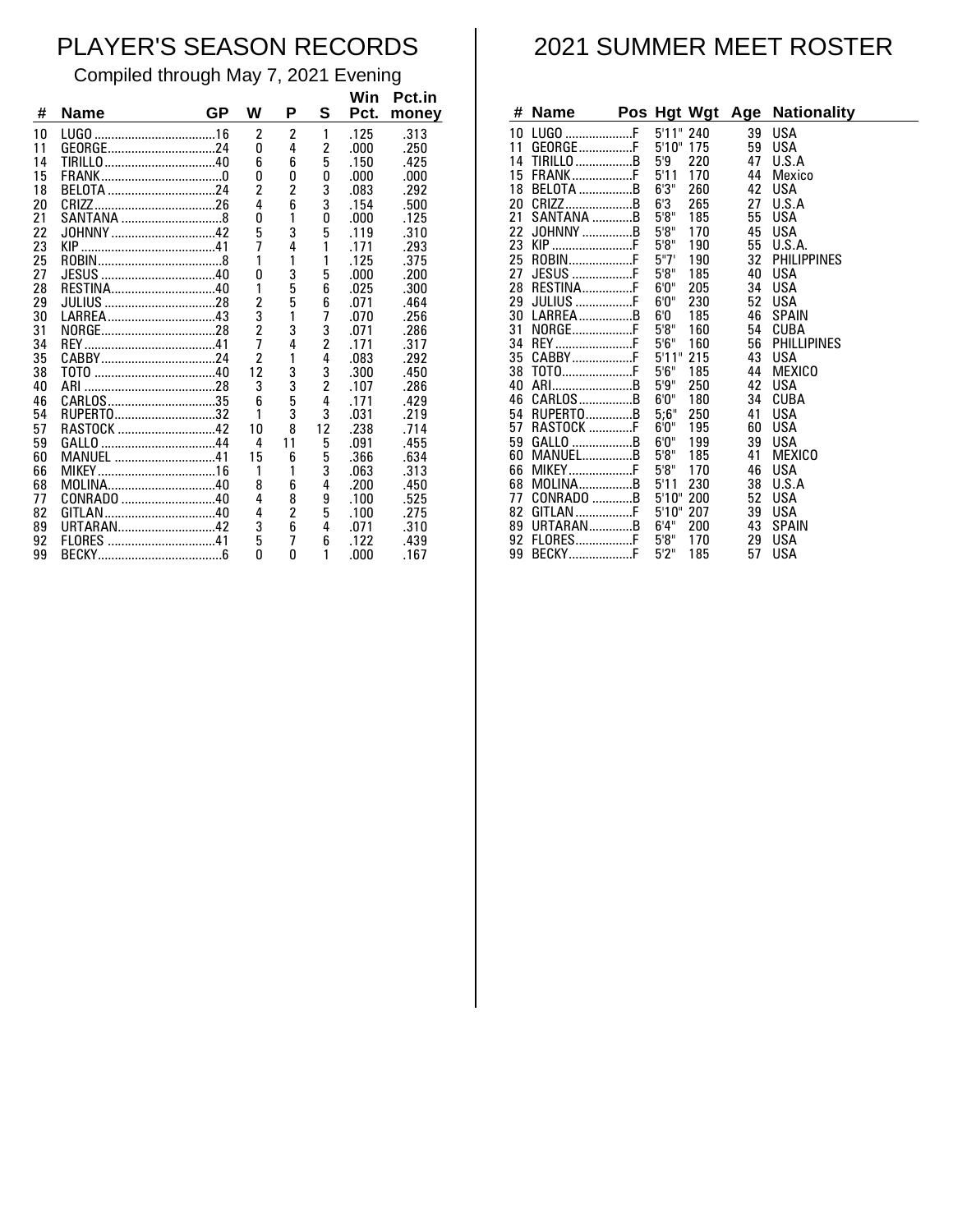# PLAYER'S SEASON RECORDS

Compiled through May 7, 2021 Evening

| # | Name | GP | W | P | S | Win Pct. | Pct.in money |
|---|---|---|---|---|---|---|---|
| 10 | LUGO | 16 | 2 | 2 | 1 | .125 | .313 |
| 11 | GEORGE | 24 | 0 | 4 | 2 | .000 | .250 |
| 14 | TIRILLO | 40 | 6 | 6 | 5 | .150 | .425 |
| 15 | FRANK | 0 | 0 | 0 | 0 | .000 | .000 |
| 18 | BELOTA | 24 | 2 | 2 | 3 | .083 | .292 |
| 20 | CRIZZ | 26 | 4 | 6 | 3 | .154 | .500 |
| 21 | SANTANA | 8 | 0 | 1 | 0 | .000 | .125 |
| 22 | JOHNNY | 42 | 5 | 3 | 5 | .119 | .310 |
| 23 | KIP | 41 | 7 | 4 | 1 | .171 | .293 |
| 25 | ROBIN | 8 | 1 | 1 | 1 | .125 | .375 |
| 27 | JESUS | 40 | 0 | 3 | 5 | .000 | .200 |
| 28 | RESTINA | 40 | 1 | 5 | 6 | .025 | .300 |
| 29 | JULIUS | 28 | 2 | 5 | 6 | .071 | .464 |
| 30 | LARREA | 43 | 3 | 1 | 7 | .070 | .256 |
| 31 | NORGE | 28 | 2 | 3 | 3 | .071 | .286 |
| 34 | REY | 41 | 7 | 4 | 2 | .171 | .317 |
| 35 | CABBY | 24 | 2 | 1 | 4 | .083 | .292 |
| 38 | TOTO | 40 | 12 | 3 | 3 | .300 | .450 |
| 40 | ARI | 28 | 3 | 3 | 2 | .107 | .286 |
| 46 | CARLOS | 35 | 6 | 5 | 4 | .171 | .429 |
| 54 | RUPERTO | 32 | 1 | 3 | 3 | .031 | .219 |
| 57 | RASTOCK | 42 | 10 | 8 | 12 | .238 | .714 |
| 59 | GALLO | 44 | 4 | 11 | 5 | .091 | .455 |
| 60 | MANUEL | 41 | 15 | 6 | 5 | .366 | .634 |
| 66 | MIKEY | 16 | 1 | 1 | 3 | .063 | .313 |
| 68 | MOLINA | 40 | 8 | 6 | 4 | .200 | .450 |
| 77 | CONRADO | 40 | 4 | 8 | 9 | .100 | .525 |
| 82 | GITLAN | 40 | 4 | 2 | 5 | .100 | .275 |
| 89 | URTARAN | 42 | 3 | 6 | 4 | .071 | .310 |
| 92 | FLORES | 41 | 5 | 7 | 6 | .122 | .439 |
| 99 | BECKY | 6 | 0 | 0 | 1 | .000 | .167 |

# 2021 SUMMER MEET ROSTER

| # | Name | Pos | Hgt | Wgt | Age | Nationality |
|---|---|---|---|---|---|---|
| 10 | LUGO | F | 5'11" | 240 | 39 | USA |
| 11 | GEORGE | F | 5'10" | 175 | 59 | USA |
| 14 | TIRILLO | B | 5'9 | 220 | 47 | U.S.A |
| 15 | FRANK | F | 5'11 | 170 | 44 | Mexico |
| 18 | BELOTA | B | 6'3" | 260 | 42 | USA |
| 20 | CRIZZ | B | 6'3 | 265 | 27 | U.S.A |
| 21 | SANTANA | B | 5'8" | 185 | 55 | USA |
| 22 | JOHNNY | B | 5'8" | 170 | 45 | USA |
| 23 | KIP | F | 5'8" | 190 | 55 | U.S.A. |
| 25 | ROBIN | F | 5"7' | 190 | 32 | PHILIPPINES |
| 27 | JESUS | F | 5'8" | 185 | 40 | USA |
| 28 | RESTINA | F | 6'0" | 205 | 34 | USA |
| 29 | JULIUS | F | 6'0" | 230 | 52 | USA |
| 30 | LARREA | B | 6'0 | 185 | 46 | SPAIN |
| 31 | NORGE | F | 5'8" | 160 | 54 | CUBA |
| 34 | REY | F | 5'6" | 160 | 56 | PHILLIPINES |
| 35 | CABBY | F | 5'11" | 215 | 43 | USA |
| 38 | TOTO | F | 5'6" | 185 | 44 | MEXICO |
| 40 | ARI | B | 5'9" | 250 | 42 | USA |
| 46 | CARLOS | B | 6'0" | 180 | 34 | CUBA |
| 54 | RUPERTO | B | 5;6" | 250 | 41 | USA |
| 57 | RASTOCK | F | 6'0" | 195 | 60 | USA |
| 59 | GALLO | B | 6'0" | 199 | 39 | USA |
| 60 | MANUEL | B | 5'8" | 185 | 41 | MEXICO |
| 66 | MIKEY | F | 5'8" | 170 | 46 | USA |
| 68 | MOLINA | B | 5'11 | 230 | 38 | U.S.A |
| 77 | CONRADO | B | 5'10" | 200 | 52 | USA |
| 82 | GITLAN | F | 5'10" | 207 | 39 | USA |
| 89 | URTARAN | B | 6'4" | 200 | 43 | SPAIN |
| 92 | FLORES | F | 5'8" | 170 | 29 | USA |
| 99 | BECKY | F | 5'2" | 185 | 57 | USA |